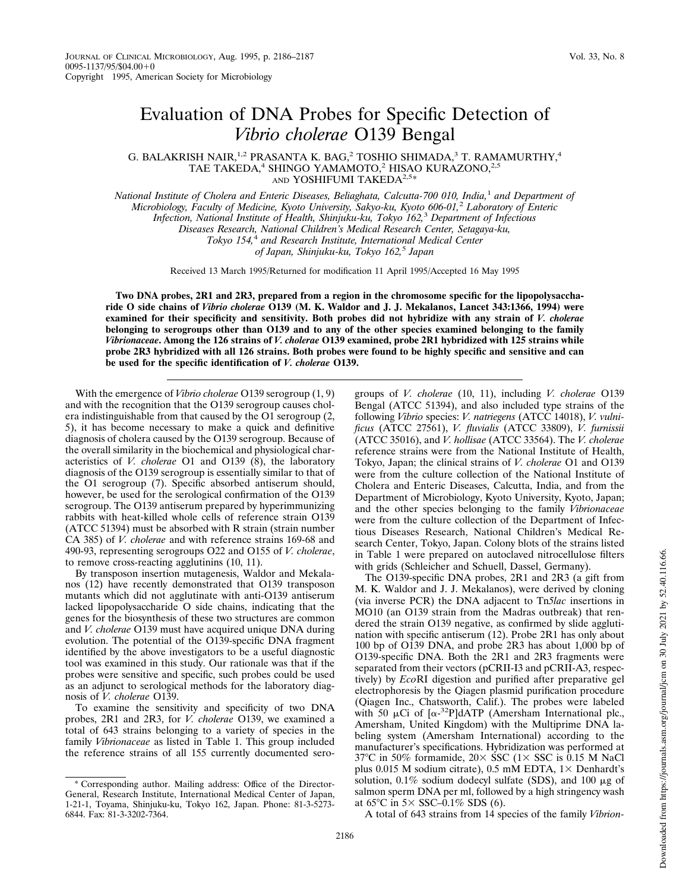# Evaluation of DNA Probes for Specific Detection of *Vibrio cholerae* O139 Bengal

G. BALAKRISH NAIR,[1,2] PRASANTA K. BAG,[2] TOSHIO SHIMADA,[3] T. RAMAMURTHY,[4] TAE TAKEDA,[4] SHINGO YAMAMOTO,[2] HISAO KURAZONO,[2,5] AND YOSHIFUMI TAKEDA[2,5]*

*National Institute of Cholera and Enteric Diseases, Beliaghata, Calcutta-700 010, India,[1] and Department of Microbiology, Faculty of Medicine, Kyoto University, Sakyo-ku, Kyoto 606-01,[2] Laboratory of Enteric Infection, National Institute of Health, Shinjuku-ku, Tokyo 162,[3] Department of Infectious Diseases Research, National Children's Medical Research Center, Setagaya-ku, Tokyo 154,[4] and Research Institute, International Medical Center of Japan, Shinjuku-ku, Tokyo 162,[5] Japan*

Received 13 March 1995/Returned for modification 11 April 1995/Accepted 16 May 1995

**Two DNA probes, 2R1 and 2R3, prepared from a region in the chromosome specific for the lipopolysaccharide O side chains of *Vibrio cholerae* O139 (M. K. Waldor and J. J. Mekalanos, Lancet 343:1366, 1994) were examined for their specificity and sensitivity. Both probes did not hybridize with any strain of *V. cholerae* belonging to serogroups other than O139 and to any of the other species examined belonging to the family *Vibrionaceae*. Among the 126 strains of *V. cholerae* O139 examined, probe 2R1 hybridized with 125 strains while probe 2R3 hybridized with all 126 strains. Both probes were found to be highly specific and sensitive and can be used for the specific identification of *V. cholerae* O139.**

With the emergence of *Vibrio cholerae* O139 serogroup (1, 9) and with the recognition that the O139 serogroup causes cholera indistinguishable from that caused by the O1 serogroup (2, 5), it has become necessary to make a quick and definitive diagnosis of cholera caused by the O139 serogroup. Because of the overall similarity in the biochemical and physiological characteristics of *V. cholerae* O1 and O139 (8), the laboratory diagnosis of the O139 serogroup is essentially similar to that of the O1 serogroup (7). Specific absorbed antiserum should, however, be used for the serological confirmation of the O139 serogroup. The O139 antiserum prepared by hyperimmunizing rabbits with heat-killed whole cells of reference strain O139 (ATCC 51394) must be absorbed with R strain (strain number CA 385) of *V. cholerae* and with reference strains 169-68 and 490-93, representing serogroups O22 and O155 of *V. cholerae*, to remove cross-reacting agglutinins (10, 11).

By transposon insertion mutagenesis, Waldor and Mekalanos (12) have recently demonstrated that O139 transposon mutants which did not agglutinate with anti-O139 antiserum lacked lipopolysaccharide O side chains, indicating that the genes for the biosynthesis of these two structures are common and *V. cholerae* O139 must have acquired unique DNA during evolution. The potential of the O139-specific DNA fragment identified by the above investigators to be a useful diagnostic tool was examined in this study. Our rationale was that if the probes were sensitive and specific, such probes could be used as an adjunct to serological methods for the laboratory diagnosis of *V. cholerae* O139.

To examine the sensitivity and specificity of two DNA probes, 2R1 and 2R3, for *V. cholerae* O139, we examined a total of 643 strains belonging to a variety of species in the family *Vibrionaceae* as listed in Table 1. This group included the reference strains of all 155 currently documented serogroups of *V. cholerae* (10, 11), including *V. cholerae* O139 Bengal (ATCC 51394), and also included type strains of the following *Vibrio* species: *V. natriegens* (ATCC 14018), *V. vulnificus* (ATCC 27561), *V. fluvialis* (ATCC 33809), *V. furnissii* (ATCC 35016), and *V. hollisae* (ATCC 33564). The *V. cholerae* reference strains were from the National Institute of Health, Tokyo, Japan; the clinical strains of *V. cholerae* O1 and O139 were from the culture collection of the National Institute of Cholera and Enteric Diseases, Calcutta, India, and from the Department of Microbiology, Kyoto University, Kyoto, Japan; and the other species belonging to the family *Vibrionaceae* were from the culture collection of the Department of Infectious Diseases Research, National Children's Medical Research Center, Tokyo, Japan. Colony blots of the strains listed in Table 1 were prepared on autoclaved nitrocellulose filters with grids (Schleicher and Schuell, Dassel, Germany).

The O139-specific DNA probes, 2R1 and 2R3 (a gift from M. K. Waldor and J. J. Mekalanos), were derived by cloning (via inverse PCR) the DNA adjacent to Tn*5lac* insertions in MO10 (an O139 strain from the Madras outbreak) that rendered the strain O139 negative, as confirmed by slide agglutination with specific antiserum (12). Probe 2R1 has only about 100 bp of O139 DNA, and probe 2R3 has about 1,000 bp of O139-specific DNA. Both the 2R1 and 2R3 fragments were separated from their vectors (pCRII-I3 and pCRII-A3, respectively) by *Eco*RI digestion and purified after preparative gel electrophoresis by the Qiagen plasmid purification procedure (Qiagen Inc., Chatsworth, Calif.). The probes were labeled with 50 μCi of [α-$^{32}$P]dATP (Amersham International plc., Amersham, United Kingdom) with the Multiprime DNA labeling system (Amersham International) according to the manufacturer's specifications. Hybridization was performed at 37°C in 50% formamide, 20× SSC (1× SSC is 0.15 M NaCl plus 0.015 M sodium citrate), 0.5 mM EDTA, 1× Denhardt's solution, 0.1% sodium dodecyl sulfate (SDS), and 100 μg of salmon sperm DNA per ml, followed by a high stringency wash at 65°C in 5× SSC–0.1% SDS (6).

A total of 643 strains from 14 species of the family *Vibrion-*

\* Corresponding author. Mailing address: Office of the Director-General, Research Institute, International Medical Center of Japan, 1-21-1, Toyama, Shinjuku-ku, Tokyo 162, Japan. Phone: 81-3-5273-6844. Fax: 81-3-3202-7364.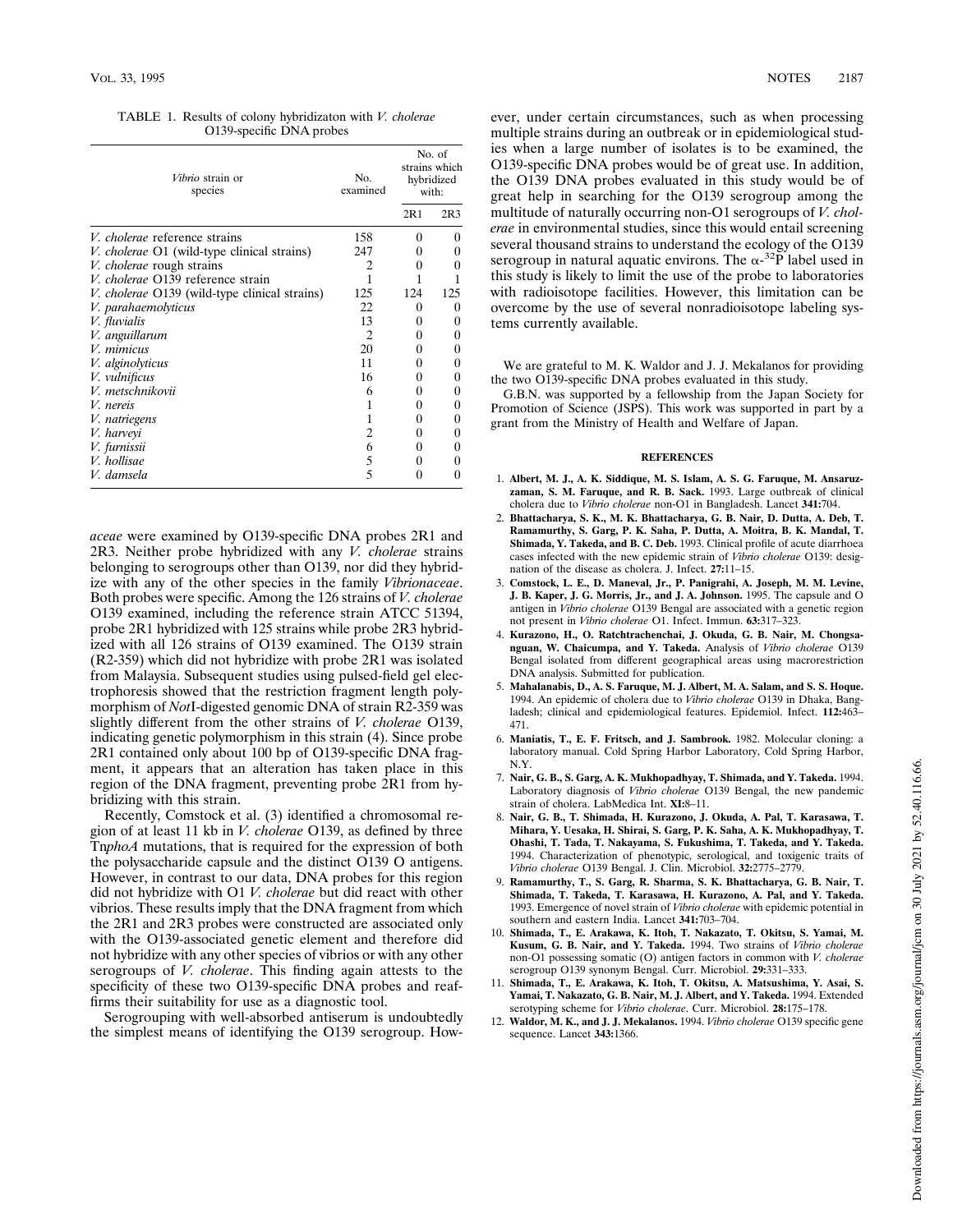TABLE 1. Results of colony hybridizaton with *V. cholerae* O139-specific DNA probes

| *Vibrio* strain or species | No. examined | No. of strains which hybridized with: | |
|---|---|---|---|
| | | 2R1 | 2R3 |
| *V. cholerae* reference strains | 158 | 0 | 0 |
| *V. cholerae* O1 (wild-type clinical strains) | 247 | 0 | 0 |
| *V. cholerae* rough strains | 2 | 0 | 0 |
| *V. cholerae* O139 reference strain | 1 | 1 | 1 |
| *V. cholerae* O139 (wild-type clinical strains) | 125 | 124 | 125 |
| *V. parahaemolyticus* | 22 | 0 | 0 |
| *V. fluvialis* | 13 | 0 | 0 |
| *V. anguillarum* | 2 | 0 | 0 |
| *V. mimicus* | 20 | 0 | 0 |
| *V. alginolyticus* | 11 | 0 | 0 |
| *V. vulnificus* | 16 | 0 | 0 |
| *V. metschnikovii* | 6 | 0 | 0 |
| *V. nereis* | 1 | 0 | 0 |
| *V. natriegens* | 1 | 0 | 0 |
| *V. harveyi* | 2 | 0 | 0 |
| *V. furnissii* | 6 | 0 | 0 |
| *V. hollisae* | 5 | 0 | 0 |
| *V. damsela* | 5 | 0 | 0 |

*aceae* were examined by O139-specific DNA probes 2R1 and 2R3. Neither probe hybridized with any *V. cholerae* strains belonging to serogroups other than O139, nor did they hybridize with any of the other species in the family *Vibrionaceae*. Both probes were specific. Among the 126 strains of *V. cholerae* O139 examined, including the reference strain ATCC 51394, probe 2R1 hybridized with 125 strains while probe 2R3 hybridized with all 126 strains of O139 examined. The O139 strain (R2-359) which did not hybridize with probe 2R1 was isolated from Malaysia. Subsequent studies using pulsed-field gel electrophoresis showed that the restriction fragment length polymorphism of *Not*I-digested genomic DNA of strain R2-359 was slightly different from the other strains of *V. cholerae* O139, indicating genetic polymorphism in this strain (4). Since probe 2R1 contained only about 100 bp of O139-specific DNA fragment, it appears that an alteration has taken place in this region of the DNA fragment, preventing probe 2R1 from hybridizing with this strain.

Recently, Comstock et al. (3) identified a chromosomal region of at least 11 kb in *V. cholerae* O139, as defined by three Tn*phoA* mutations, that is required for the expression of both the polysaccharide capsule and the distinct O139 O antigens. However, in contrast to our data, DNA probes for this region did not hybridize with O1 *V. cholerae* but did react with other vibrios. These results imply that the DNA fragment from which the 2R1 and 2R3 probes were constructed are associated only with the O139-associated genetic element and therefore did not hybridize with any other species of vibrios or with any other serogroups of *V. cholerae*. This finding again attests to the specificity of these two O139-specific DNA probes and reaffirms their suitability for use as a diagnostic tool.

Serogrouping with well-absorbed antiserum is undoubtedly the simplest means of identifying the O139 serogroup. However, under certain circumstances, such as when processing multiple strains during an outbreak or in epidemiological studies when a large number of isolates is to be examined, the O139-specific DNA probes would be of great use. In addition, the O139 DNA probes evaluated in this study would be of great help in searching for the O139 serogroup among the multitude of naturally occurring non-O1 serogroups of *V. cholerae* in environmental studies, since this would entail screening several thousand strains to understand the ecology of the O139 serogroup in natural aquatic environs. The $\alpha$-$^{32}$P label used in this study is likely to limit the use of the probe to laboratories with radioisotope facilities. However, this limitation can be overcome by the use of several nonradioisotope labeling systems currently available.

We are grateful to M. K. Waldor and J. J. Mekalanos for providing the two O139-specific DNA probes evaluated in this study.

G.B.N. was supported by a fellowship from the Japan Society for Promotion of Science (JSPS). This work was supported in part by a grant from the Ministry of Health and Welfare of Japan.

## REFERENCES

1. **Albert, M. J., A. K. Siddique, M. S. Islam, A. S. G. Faruque, M. Ansaruzzaman, S. M. Faruque, and R. B. Sack.** 1993. Large outbreak of clinical cholera due to *Vibrio cholerae* non-O1 in Bangladesh. Lancet **341:**704.
2. **Bhattacharya, S. K., M. K. Bhattacharya, G. B. Nair, D. Dutta, A. Deb, T. Ramamurthy, S. Garg, P. K. Saha, P. Dutta, A. Moitra, B. K. Mandal, T. Shimada, Y. Takeda, and B. C. Deb.** 1993. Clinical profile of acute diarrhoea cases infected with the new epidemic strain of *Vibrio cholerae* O139: designation of the disease as cholera. J. Infect. **27:**11–15.
3. **Comstock, L. E., D. Maneval, Jr., P. Panigrahi, A. Joseph, M. M. Levine, J. B. Kaper, J. G. Morris, Jr., and J. A. Johnson.** 1995. The capsule and O antigen in *Vibrio cholerae* O139 Bengal are associated with a genetic region not present in *Vibrio cholerae* O1. Infect. Immun. **63:**317–323.
4. **Kurazono, H., O. Ratchtrachenchai, J. Okuda, G. B. Nair, M. Chongsanguan, W. Chaicumpa, and Y. Takeda.** Analysis of *Vibrio cholerae* O139 Bengal isolated from different geographical areas using macrorestriction DNA analysis. Submitted for publication.
5. **Mahalanabis, D., A. S. Faruque, M. J. Albert, M. A. Salam, and S. S. Hoque.** 1994. An epidemic of cholera due to *Vibrio cholerae* O139 in Dhaka, Bangladesh; clinical and epidemiological features. Epidemiol. Infect. **112:**463–471.
6. **Maniatis, T., E. F. Fritsch, and J. Sambrook.** 1982. Molecular cloning: a laboratory manual. Cold Spring Harbor Laboratory, Cold Spring Harbor, N.Y.
7. **Nair, G. B., S. Garg, A. K. Mukhopadhyay, T. Shimada, and Y. Takeda.** 1994. Laboratory diagnosis of *Vibrio cholerae* O139 Bengal, the new pandemic strain of cholera. LabMedica Int. **XI:**8–11.
8. **Nair, G. B., T. Shimada, H. Kurazono, J. Okuda, A. Pal, T. Karasawa, T. Mihara, Y. Uesaka, H. Shirai, S. Garg, P. K. Saha, A. K. Mukhopadhyay, T. Ohashi, T. Tada, T. Nakayama, S. Fukushima, T. Takeda, and Y. Takeda.** 1994. Characterization of phenotypic, serological, and toxigenic traits of *Vibrio cholerae* O139 Bengal. J. Clin. Microbiol. **32:**2775–2779.
9. **Ramamurthy, T., S. Garg, R. Sharma, S. K. Bhattacharya, G. B. Nair, T. Shimada, T. Takeda, T. Karasawa, H. Kurazono, A. Pal, and Y. Takeda.** 1993. Emergence of novel strain of *Vibrio cholerae* with epidemic potential in southern and eastern India. Lancet **341:**703–704.
10. **Shimada, T., E. Arakawa, K. Itoh, T. Nakazato, T. Okitsu, S. Yamai, M. Kusum, G. B. Nair, and Y. Takeda.** 1994. Two strains of *Vibrio cholerae* non-O1 possessing somatic (O) antigen factors in common with *V. cholerae* serogroup O139 synonym Bengal. Curr. Microbiol. **29:**331–333.
11. **Shimada, T., E. Arakawa, K. Itoh, T. Okitsu, A. Matsushima, Y. Asai, S. Yamai, T. Nakazato, G. B. Nair, M. J. Albert, and Y. Takeda.** 1994. Extended serotyping scheme for *Vibrio cholerae*. Curr. Microbiol. **28:**175–178.
12. **Waldor, M. K., and J. J. Mekalanos.** 1994. *Vibrio cholerae* O139 specific gene sequence. Lancet **343:**1366.